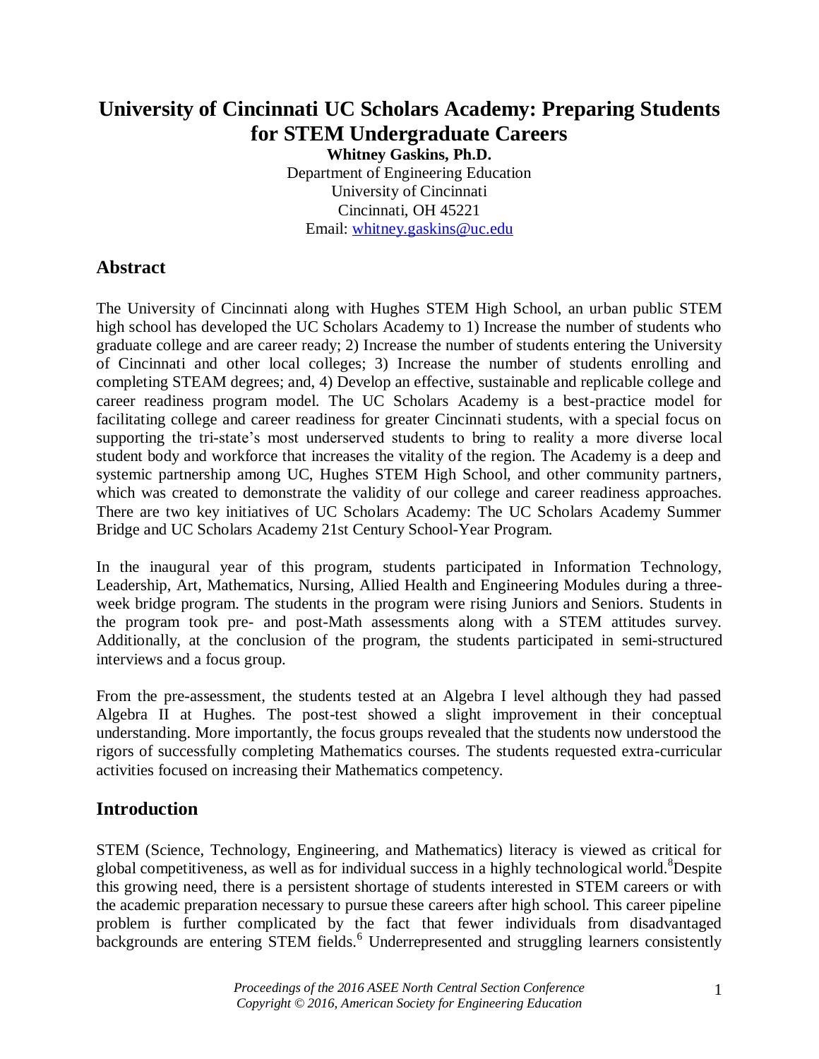# University of Cincinnati UC Scholars Academy: Preparing Students for STEM Undergraduate Careers

**Whitney Gaskins, Ph.D.**
Department of Engineering Education
University of Cincinnati
Cincinnati, OH 45221
Email: whitney.gaskins@uc.edu

## Abstract

The University of Cincinnati along with Hughes STEM High School, an urban public STEM high school has developed the UC Scholars Academy to 1) Increase the number of students who graduate college and are career ready; 2) Increase the number of students entering the University of Cincinnati and other local colleges; 3) Increase the number of students enrolling and completing STEAM degrees; and, 4) Develop an effective, sustainable and replicable college and career readiness program model. The UC Scholars Academy is a best-practice model for facilitating college and career readiness for greater Cincinnati students, with a special focus on supporting the tri-state's most underserved students to bring to reality a more diverse local student body and workforce that increases the vitality of the region. The Academy is a deep and systemic partnership among UC, Hughes STEM High School, and other community partners, which was created to demonstrate the validity of our college and career readiness approaches. There are two key initiatives of UC Scholars Academy: The UC Scholars Academy Summer Bridge and UC Scholars Academy 21st Century School-Year Program.

In the inaugural year of this program, students participated in Information Technology, Leadership, Art, Mathematics, Nursing, Allied Health and Engineering Modules during a three-week bridge program. The students in the program were rising Juniors and Seniors. Students in the program took pre- and post-Math assessments along with a STEM attitudes survey. Additionally, at the conclusion of the program, the students participated in semi-structured interviews and a focus group.

From the pre-assessment, the students tested at an Algebra I level although they had passed Algebra II at Hughes. The post-test showed a slight improvement in their conceptual understanding. More importantly, the focus groups revealed that the students now understood the rigors of successfully completing Mathematics courses. The students requested extra-curricular activities focused on increasing their Mathematics competency.

## Introduction

STEM (Science, Technology, Engineering, and Mathematics) literacy is viewed as critical for global competitiveness, as well as for individual success in a highly technological world.[8] Despite this growing need, there is a persistent shortage of students interested in STEM careers or with the academic preparation necessary to pursue these careers after high school. This career pipeline problem is further complicated by the fact that fewer individuals from disadvantaged backgrounds are entering STEM fields.[6] Underrepresented and struggling learners consistently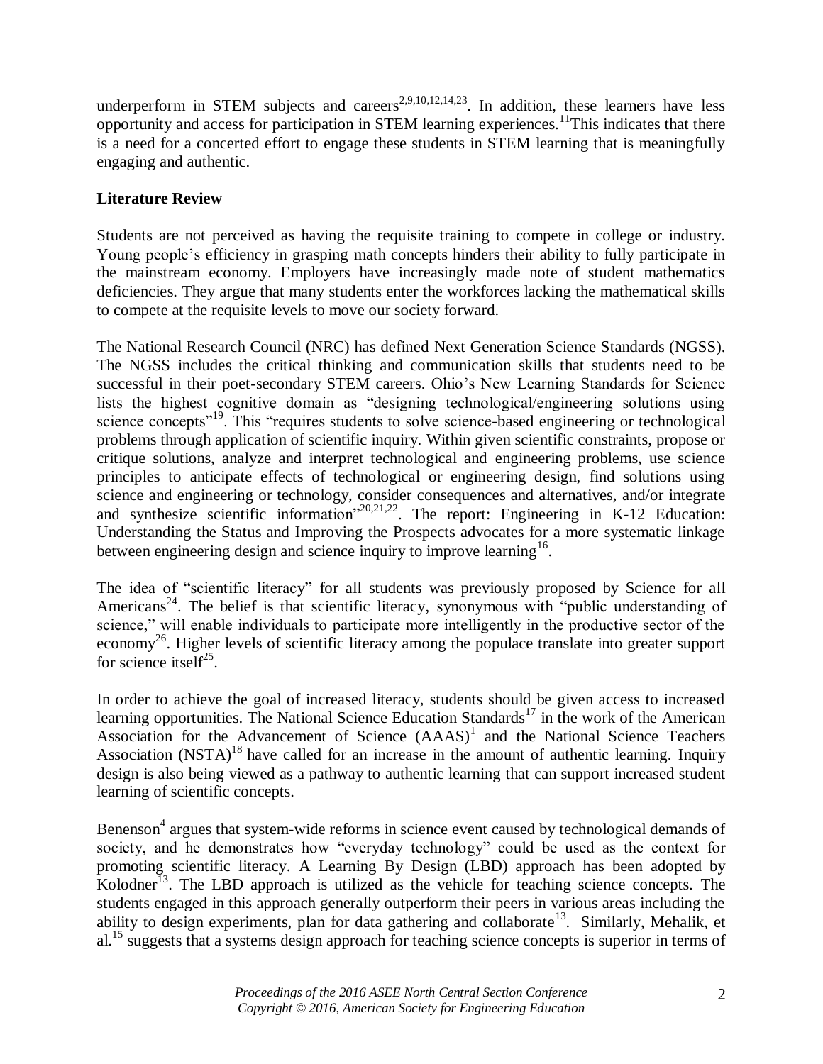underperform in STEM subjects and careers[2,9,10,12,14,23]. In addition, these learners have less opportunity and access for participation in STEM learning experiences.[11]This indicates that there is a need for a concerted effort to engage these students in STEM learning that is meaningfully engaging and authentic.

**Literature Review**

Students are not perceived as having the requisite training to compete in college or industry. Young people's efficiency in grasping math concepts hinders their ability to fully participate in the mainstream economy. Employers have increasingly made note of student mathematics deficiencies. They argue that many students enter the workforces lacking the mathematical skills to compete at the requisite levels to move our society forward.

The National Research Council (NRC) has defined Next Generation Science Standards (NGSS). The NGSS includes the critical thinking and communication skills that students need to be successful in their poet-secondary STEM careers. Ohio's New Learning Standards for Science lists the highest cognitive domain as "designing technological/engineering solutions using science concepts"[19]. This "requires students to solve science-based engineering or technological problems through application of scientific inquiry. Within given scientific constraints, propose or critique solutions, analyze and interpret technological and engineering problems, use science principles to anticipate effects of technological or engineering design, find solutions using science and engineering or technology, consider consequences and alternatives, and/or integrate and synthesize scientific information"[20,21,22]. The report: Engineering in K-12 Education: Understanding the Status and Improving the Prospects advocates for a more systematic linkage between engineering design and science inquiry to improve learning[16].

The idea of "scientific literacy" for all students was previously proposed by Science for all Americans[24]. The belief is that scientific literacy, synonymous with "public understanding of science," will enable individuals to participate more intelligently in the productive sector of the economy[26]. Higher levels of scientific literacy among the populace translate into greater support for science itself[25].

In order to achieve the goal of increased literacy, students should be given access to increased learning opportunities. The National Science Education Standards[17] in the work of the American Association for the Advancement of Science (AAAS)[1] and the National Science Teachers Association (NSTA)[18] have called for an increase in the amount of authentic learning. Inquiry design is also being viewed as a pathway to authentic learning that can support increased student learning of scientific concepts.

Benenson[4] argues that system-wide reforms in science event caused by technological demands of society, and he demonstrates how "everyday technology" could be used as the context for promoting scientific literacy. A Learning By Design (LBD) approach has been adopted by Kolodner[13]. The LBD approach is utilized as the vehicle for teaching science concepts. The students engaged in this approach generally outperform their peers in various areas including the ability to design experiments, plan for data gathering and collaborate[13]. Similarly, Mehalik, et al.[15] suggests that a systems design approach for teaching science concepts is superior in terms of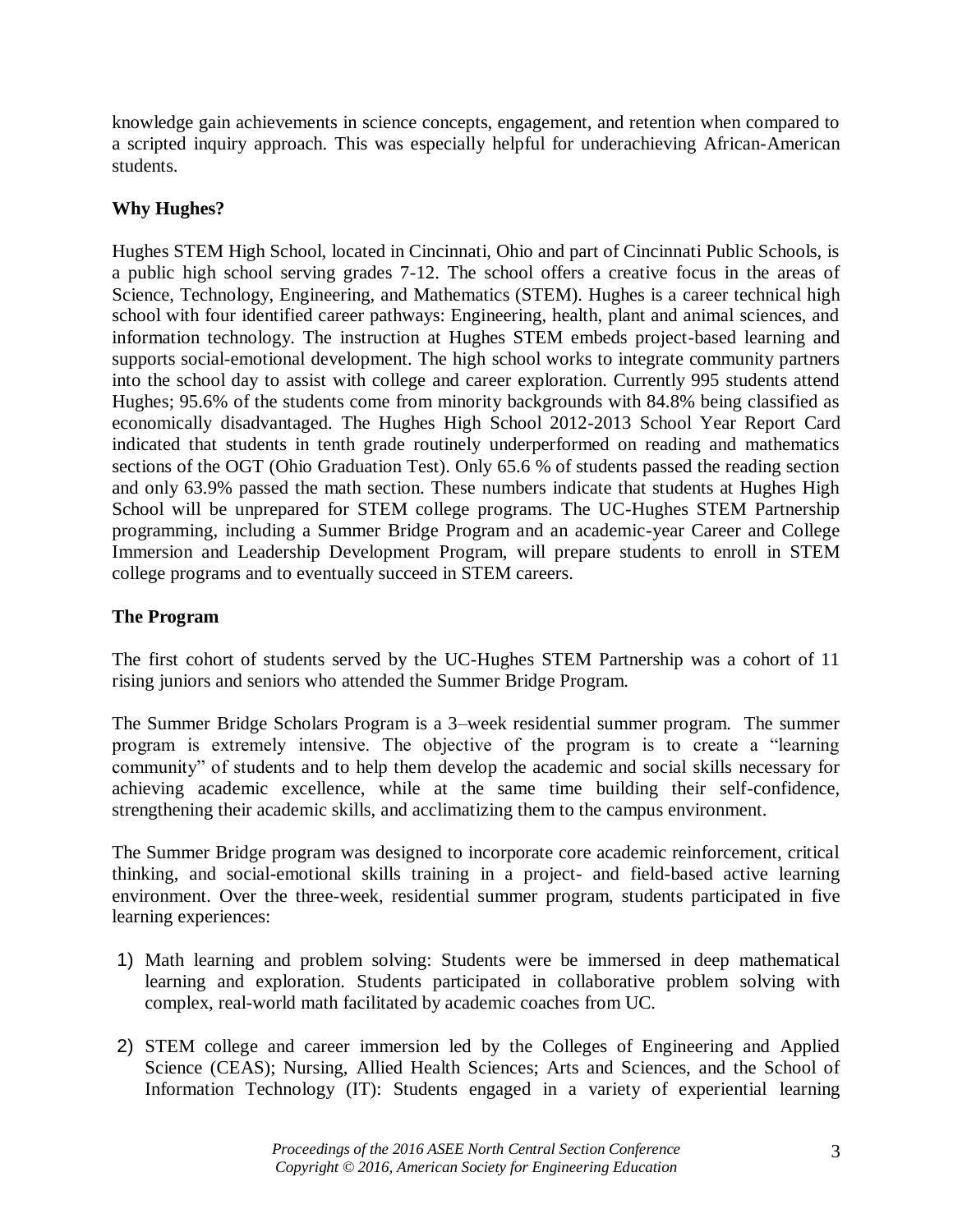knowledge gain achievements in science concepts, engagement, and retention when compared to a scripted inquiry approach. This was especially helpful for underachieving African-American students.

**Why Hughes?**

Hughes STEM High School, located in Cincinnati, Ohio and part of Cincinnati Public Schools, is a public high school serving grades 7-12. The school offers a creative focus in the areas of Science, Technology, Engineering, and Mathematics (STEM). Hughes is a career technical high school with four identified career pathways: Engineering, health, plant and animal sciences, and information technology. The instruction at Hughes STEM embeds project-based learning and supports social-emotional development. The high school works to integrate community partners into the school day to assist with college and career exploration. Currently 995 students attend Hughes; 95.6% of the students come from minority backgrounds with 84.8% being classified as economically disadvantaged. The Hughes High School 2012-2013 School Year Report Card indicated that students in tenth grade routinely underperformed on reading and mathematics sections of the OGT (Ohio Graduation Test). Only 65.6 % of students passed the reading section and only 63.9% passed the math section. These numbers indicate that students at Hughes High School will be unprepared for STEM college programs. The UC-Hughes STEM Partnership programming, including a Summer Bridge Program and an academic-year Career and College Immersion and Leadership Development Program, will prepare students to enroll in STEM college programs and to eventually succeed in STEM careers.

**The Program**

The first cohort of students served by the UC-Hughes STEM Partnership was a cohort of 11 rising juniors and seniors who attended the Summer Bridge Program.

The Summer Bridge Scholars Program is a 3–week residential summer program. The summer program is extremely intensive. The objective of the program is to create a "learning community" of students and to help them develop the academic and social skills necessary for achieving academic excellence, while at the same time building their self-confidence, strengthening their academic skills, and acclimatizing them to the campus environment.

The Summer Bridge program was designed to incorporate core academic reinforcement, critical thinking, and social-emotional skills training in a project- and field-based active learning environment. Over the three-week, residential summer program, students participated in five learning experiences:

1) Math learning and problem solving: Students were be immersed in deep mathematical learning and exploration. Students participated in collaborative problem solving with complex, real-world math facilitated by academic coaches from UC.

2) STEM college and career immersion led by the Colleges of Engineering and Applied Science (CEAS); Nursing, Allied Health Sciences; Arts and Sciences, and the School of Information Technology (IT): Students engaged in a variety of experiential learning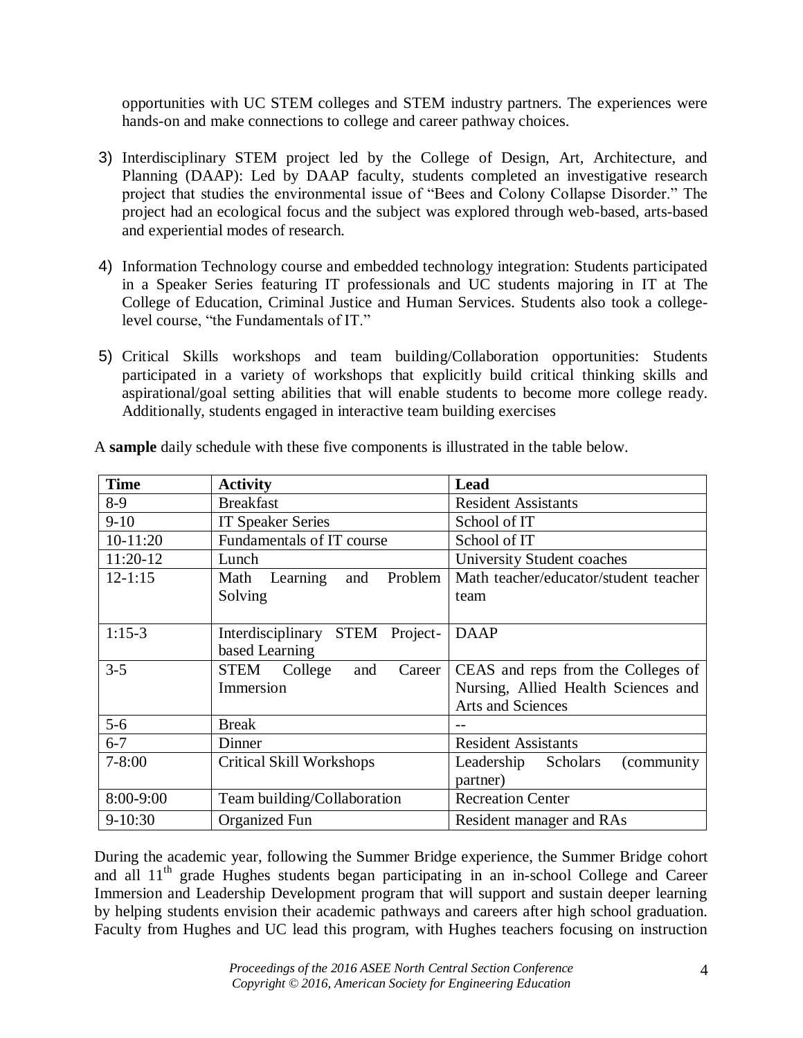opportunities with UC STEM colleges and STEM industry partners. The experiences were hands-on and make connections to college and career pathway choices.

3) Interdisciplinary STEM project led by the College of Design, Art, Architecture, and Planning (DAAP): Led by DAAP faculty, students completed an investigative research project that studies the environmental issue of "Bees and Colony Collapse Disorder." The project had an ecological focus and the subject was explored through web-based, arts-based and experiential modes of research.

4) Information Technology course and embedded technology integration: Students participated in a Speaker Series featuring IT professionals and UC students majoring in IT at The College of Education, Criminal Justice and Human Services. Students also took a college-level course, "the Fundamentals of IT."

5) Critical Skills workshops and team building/Collaboration opportunities: Students participated in a variety of workshops that explicitly build critical thinking skills and aspirational/goal setting abilities that will enable students to become more college ready. Additionally, students engaged in interactive team building exercises

A **sample** daily schedule with these five components is illustrated in the table below.

| Time | Activity | Lead |
|---|---|---|
| 8-9 | Breakfast | Resident Assistants |
| 9-10 | IT Speaker Series | School of IT |
| 10-11:20 | Fundamentals of IT course | School of IT |
| 11:20-12 | Lunch | University Student coaches |
| 12-1:15 | Math Learning and Problem Solving | Math teacher/educator/student teacher team |
| 1:15-3 | Interdisciplinary STEM Project-based Learning | DAAP |
| 3-5 | STEM College and Career Immersion | CEAS and reps from the Colleges of Nursing, Allied Health Sciences and Arts and Sciences |
| 5-6 | Break | -- |
| 6-7 | Dinner | Resident Assistants |
| 7-8:00 | Critical Skill Workshops | Leadership Scholars (community partner) |
| 8:00-9:00 | Team building/Collaboration | Recreation Center |
| 9-10:30 | Organized Fun | Resident manager and RAs |

During the academic year, following the Summer Bridge experience, the Summer Bridge cohort and all 11th grade Hughes students began participating in an in-school College and Career Immersion and Leadership Development program that will support and sustain deeper learning by helping students envision their academic pathways and careers after high school graduation. Faculty from Hughes and UC lead this program, with Hughes teachers focusing on instruction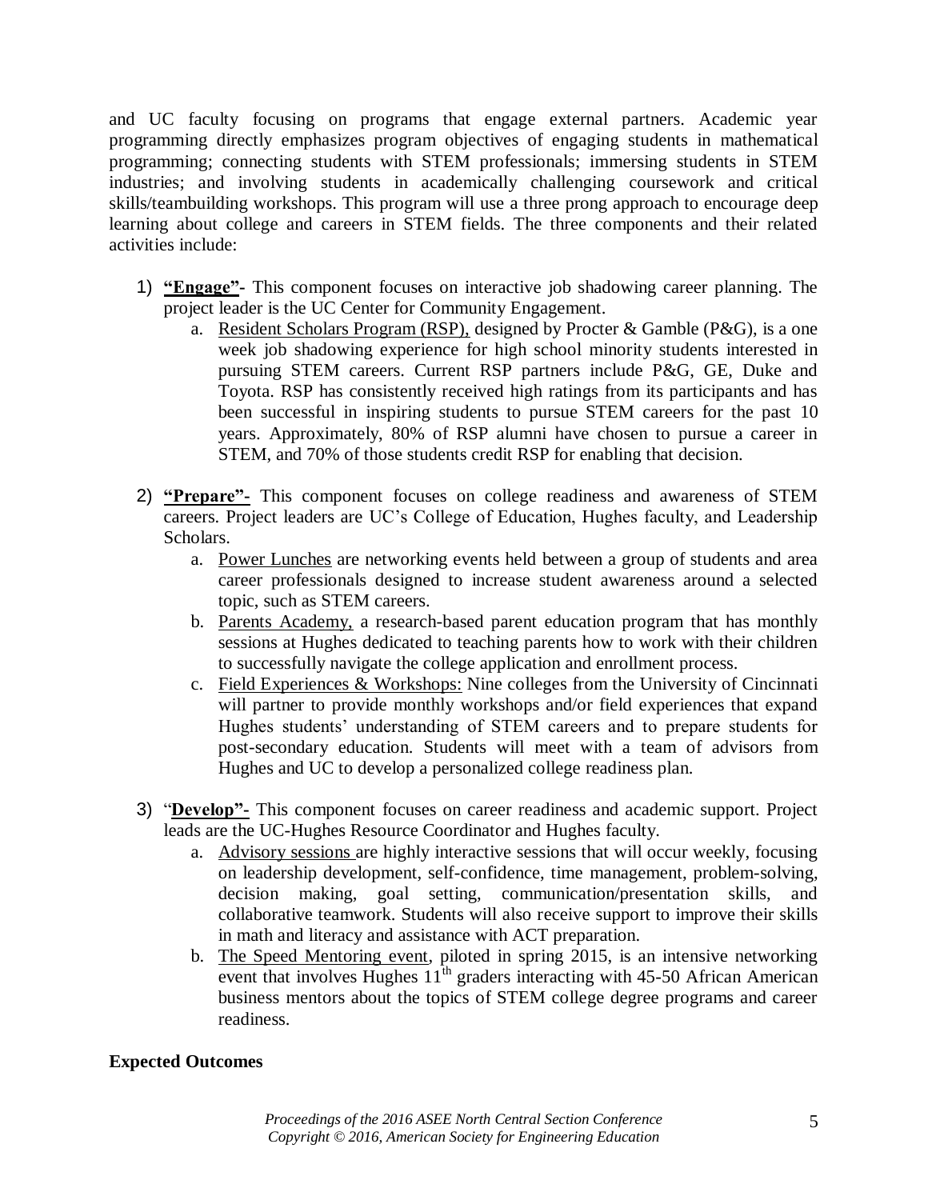and UC faculty focusing on programs that engage external partners. Academic year programming directly emphasizes program objectives of engaging students in mathematical programming; connecting students with STEM professionals; immersing students in STEM industries; and involving students in academically challenging coursework and critical skills/teambuilding workshops. This program will use a three prong approach to encourage deep learning about college and careers in STEM fields. The three components and their related activities include:

1) **"Engage"-** This component focuses on interactive job shadowing career planning. The project leader is the UC Center for Community Engagement.
   a. Resident Scholars Program (RSP), designed by Procter & Gamble (P&G), is a one week job shadowing experience for high school minority students interested in pursuing STEM careers. Current RSP partners include P&G, GE, Duke and Toyota. RSP has consistently received high ratings from its participants and has been successful in inspiring students to pursue STEM careers for the past 10 years. Approximately, 80% of RSP alumni have chosen to pursue a career in STEM, and 70% of those students credit RSP for enabling that decision.

2) **"Prepare"-** This component focuses on college readiness and awareness of STEM careers. Project leaders are UC's College of Education, Hughes faculty, and Leadership Scholars.
   a. Power Lunches are networking events held between a group of students and area career professionals designed to increase student awareness around a selected topic, such as STEM careers.
   b. Parents Academy, a research-based parent education program that has monthly sessions at Hughes dedicated to teaching parents how to work with their children to successfully navigate the college application and enrollment process.
   c. Field Experiences & Workshops: Nine colleges from the University of Cincinnati will partner to provide monthly workshops and/or field experiences that expand Hughes students' understanding of STEM careers and to prepare students for post-secondary education. Students will meet with a team of advisors from Hughes and UC to develop a personalized college readiness plan.

3) "**Develop"-** This component focuses on career readiness and academic support. Project leads are the UC-Hughes Resource Coordinator and Hughes faculty.
   a. Advisory sessions are highly interactive sessions that will occur weekly, focusing on leadership development, self-confidence, time management, problem-solving, decision making, goal setting, communication/presentation skills, and collaborative teamwork. Students will also receive support to improve their skills in math and literacy and assistance with ACT preparation.
   b. The Speed Mentoring event, piloted in spring 2015, is an intensive networking event that involves Hughes 11th graders interacting with 45-50 African American business mentors about the topics of STEM college degree programs and career readiness.

**Expected Outcomes**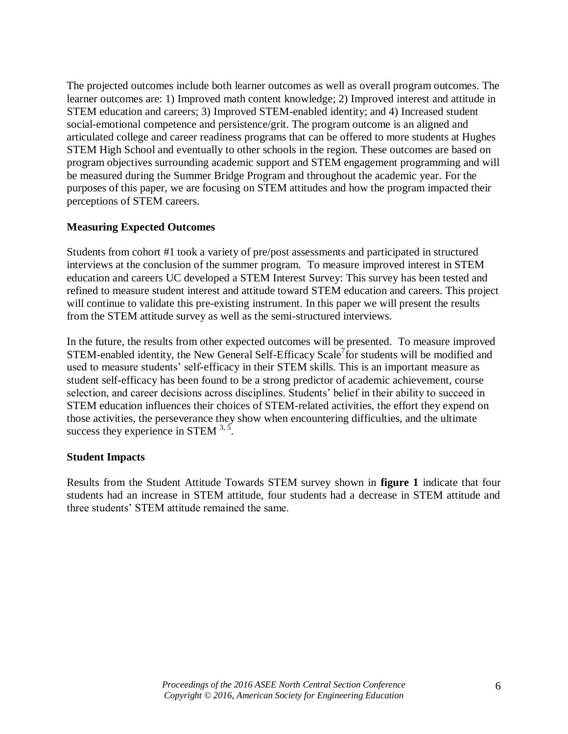The projected outcomes include both learner outcomes as well as overall program outcomes. The learner outcomes are: 1) Improved math content knowledge; 2) Improved interest and attitude in STEM education and careers; 3) Improved STEM-enabled identity; and 4) Increased student social-emotional competence and persistence/grit. The program outcome is an aligned and articulated college and career readiness programs that can be offered to more students at Hughes STEM High School and eventually to other schools in the region. These outcomes are based on program objectives surrounding academic support and STEM engagement programming and will be measured during the Summer Bridge Program and throughout the academic year. For the purposes of this paper, we are focusing on STEM attitudes and how the program impacted their perceptions of STEM careers.

**Measuring Expected Outcomes**

Students from cohort #1 took a variety of pre/post assessments and participated in structured interviews at the conclusion of the summer program. To measure improved interest in STEM education and careers UC developed a STEM Interest Survey: This survey has been tested and refined to measure student interest and attitude toward STEM education and careers. This project will continue to validate this pre-existing instrument. In this paper we will present the results from the STEM attitude survey as well as the semi-structured interviews.

In the future, the results from other expected outcomes will be presented. To measure improved STEM-enabled identity, the New General Self-Efficacy Scale[7] for students will be modified and used to measure students' self-efficacy in their STEM skills. This is an important measure as student self-efficacy has been found to be a strong predictor of academic achievement, course selection, and career decisions across disciplines. Students' belief in their ability to succeed in STEM education influences their choices of STEM-related activities, the effort they expend on those activities, the perseverance they show when encountering difficulties, and the ultimate success they experience in STEM [3,5].

**Student Impacts**

Results from the Student Attitude Towards STEM survey shown in **figure 1** indicate that four students had an increase in STEM attitude, four students had a decrease in STEM attitude and three students' STEM attitude remained the same.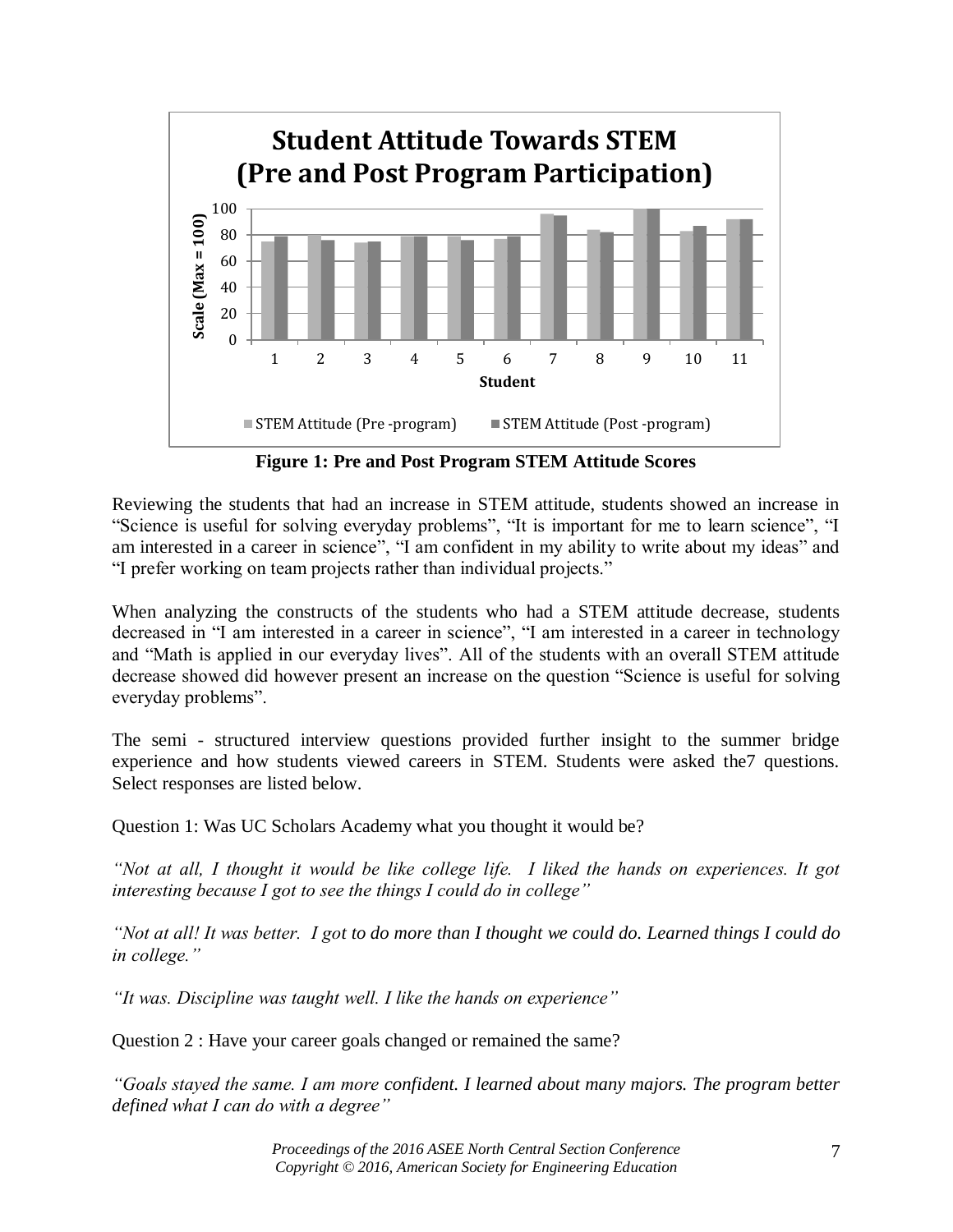**Figure 1: Pre and Post Program STEM Attitude Scores**

Reviewing the students that had an increase in STEM attitude, students showed an increase in "Science is useful for solving everyday problems", "It is important for me to learn science", "I am interested in a career in science", "I am confident in my ability to write about my ideas" and "I prefer working on team projects rather than individual projects."

When analyzing the constructs of the students who had a STEM attitude decrease, students decreased in "I am interested in a career in science", "I am interested in a career in technology and "Math is applied in our everyday lives". All of the students with an overall STEM attitude decrease showed did however present an increase on the question "Science is useful for solving everyday problems".

The semi - structured interview questions provided further insight to the summer bridge experience and how students viewed careers in STEM. Students were asked the7 questions. Select responses are listed below.

Question 1: Was UC Scholars Academy what you thought it would be?

*"Not at all, I thought it would be like college life. I liked the hands on experiences. It got interesting because I got to see the things I could do in college"*

*"Not at all! It was better. I got to do more than I thought we could do. Learned things I could do in college."*

*"It was. Discipline was taught well. I like the hands on experience"*

Question 2 : Have your career goals changed or remained the same?

*"Goals stayed the same. I am more confident. I learned about many majors. The program better defined what I can do with a degree"*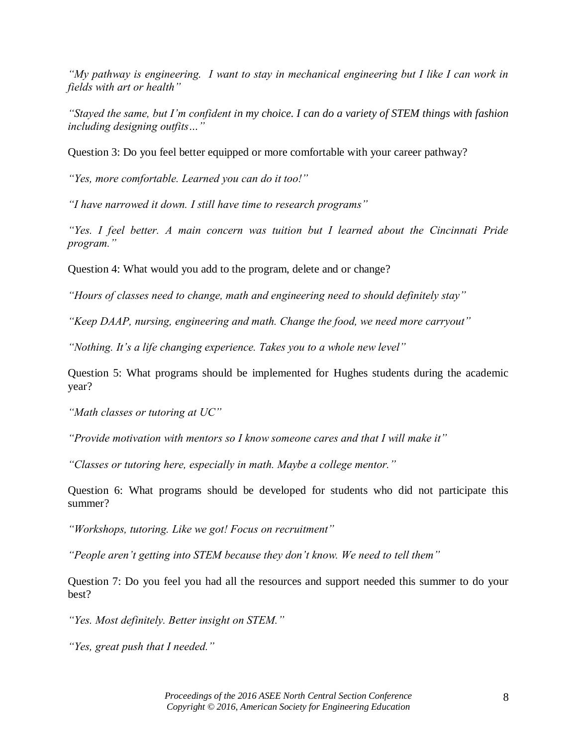*"My pathway is engineering. I want to stay in mechanical engineering but I like I can work in fields with art or health"*

*"Stayed the same, but I'm confident in my choice. I can do a variety of STEM things with fashion including designing outfits…"*

Question 3: Do you feel better equipped or more comfortable with your career pathway?

*"Yes, more comfortable. Learned you can do it too!"*

*"I have narrowed it down. I still have time to research programs"*

*"Yes. I feel better. A main concern was tuition but I learned about the Cincinnati Pride program."*

Question 4: What would you add to the program, delete and or change?

*"Hours of classes need to change, math and engineering need to should definitely stay"*

*"Keep DAAP, nursing, engineering and math. Change the food, we need more carryout"*

*"Nothing. It's a life changing experience. Takes you to a whole new level"*

Question 5: What programs should be implemented for Hughes students during the academic year?

*"Math classes or tutoring at UC"*

*"Provide motivation with mentors so I know someone cares and that I will make it"*

*"Classes or tutoring here, especially in math. Maybe a college mentor."*

Question 6: What programs should be developed for students who did not participate this summer?

*"Workshops, tutoring. Like we got! Focus on recruitment"*

*"People aren't getting into STEM because they don't know. We need to tell them"*

Question 7: Do you feel you had all the resources and support needed this summer to do your best?

*"Yes. Most definitely. Better insight on STEM."*

*"Yes, great push that I needed."*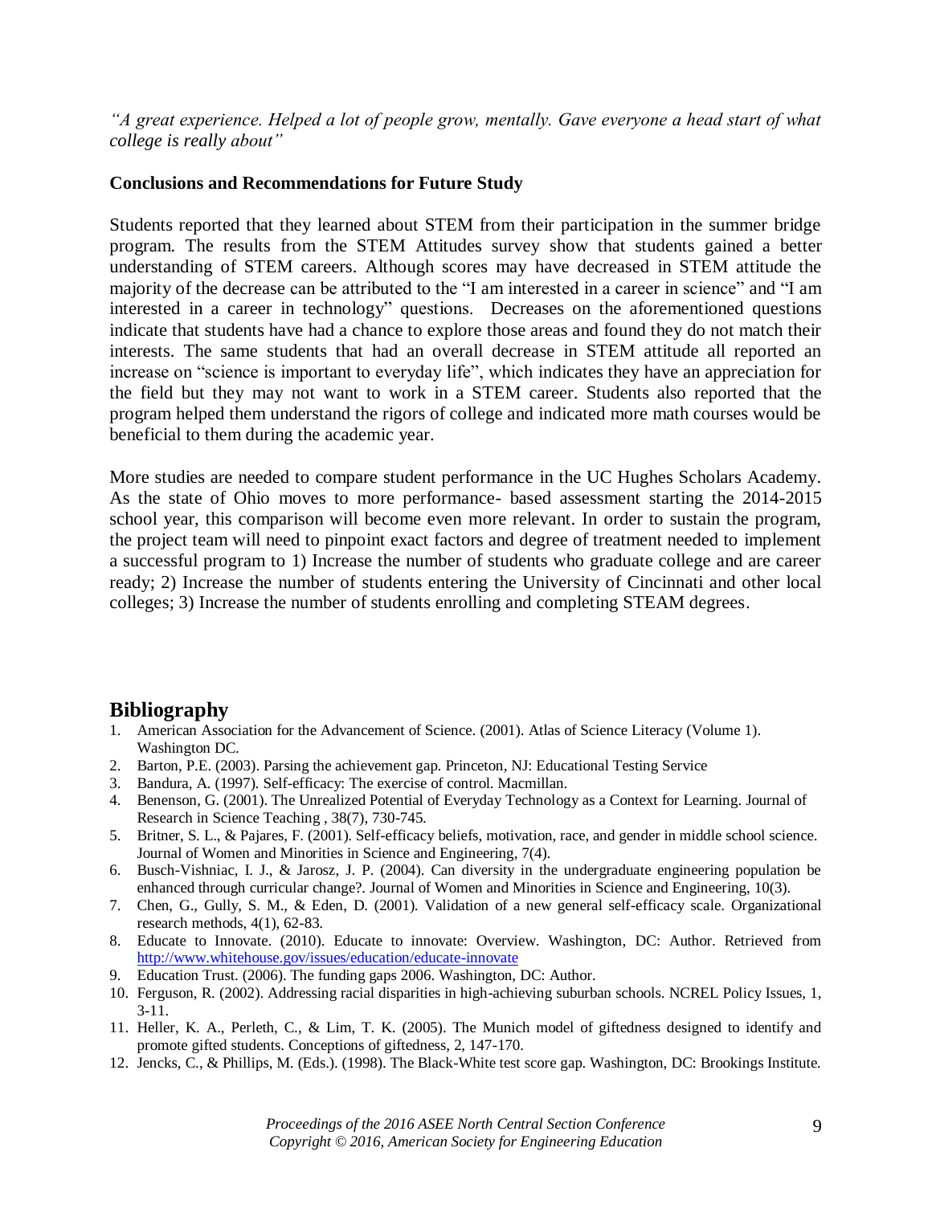*"A great experience. Helped a lot of people grow, mentally. Gave everyone a head start of what college is really about"*

**Conclusions and Recommendations for Future Study**

Students reported that they learned about STEM from their participation in the summer bridge program. The results from the STEM Attitudes survey show that students gained a better understanding of STEM careers. Although scores may have decreased in STEM attitude the majority of the decrease can be attributed to the "I am interested in a career in science" and "I am interested in a career in technology" questions. Decreases on the aforementioned questions indicate that students have had a chance to explore those areas and found they do not match their interests. The same students that had an overall decrease in STEM attitude all reported an increase on "science is important to everyday life", which indicates they have an appreciation for the field but they may not want to work in a STEM career. Students also reported that the program helped them understand the rigors of college and indicated more math courses would be beneficial to them during the academic year.

More studies are needed to compare student performance in the UC Hughes Scholars Academy. As the state of Ohio moves to more performance- based assessment starting the 2014-2015 school year, this comparison will become even more relevant. In order to sustain the program, the project team will need to pinpoint exact factors and degree of treatment needed to implement a successful program to 1) Increase the number of students who graduate college and are career ready; 2) Increase the number of students entering the University of Cincinnati and other local colleges; 3) Increase the number of students enrolling and completing STEAM degrees.

## Bibliography

1. American Association for the Advancement of Science. (2001). Atlas of Science Literacy (Volume 1). Washington DC.
2. Barton, P.E. (2003). Parsing the achievement gap. Princeton, NJ: Educational Testing Service
3. Bandura, A. (1997). Self-efficacy: The exercise of control. Macmillan.
4. Benenson, G. (2001). The Unrealized Potential of Everyday Technology as a Context for Learning. Journal of Research in Science Teaching , 38(7), 730-745.
5. Britner, S. L., & Pajares, F. (2001). Self-efficacy beliefs, motivation, race, and gender in middle school science. Journal of Women and Minorities in Science and Engineering, 7(4).
6. Busch-Vishniac, I. J., & Jarosz, J. P. (2004). Can diversity in the undergraduate engineering population be enhanced through curricular change?. Journal of Women and Minorities in Science and Engineering, 10(3).
7. Chen, G., Gully, S. M., & Eden, D. (2001). Validation of a new general self-efficacy scale. Organizational research methods, 4(1), 62-83.
8. Educate to Innovate. (2010). Educate to innovate: Overview. Washington, DC: Author. Retrieved from http://www.whitehouse.gov/issues/education/educate-innovate
9. Education Trust. (2006). The funding gaps 2006. Washington, DC: Author.
10. Ferguson, R. (2002). Addressing racial disparities in high-achieving suburban schools. NCREL Policy Issues, 1, 3-11.
11. Heller, K. A., Perleth, C., & Lim, T. K. (2005). The Munich model of giftedness designed to identify and promote gifted students. Conceptions of giftedness, 2, 147-170.
12. Jencks, C., & Phillips, M. (Eds.). (1998). The Black-White test score gap. Washington, DC: Brookings Institute.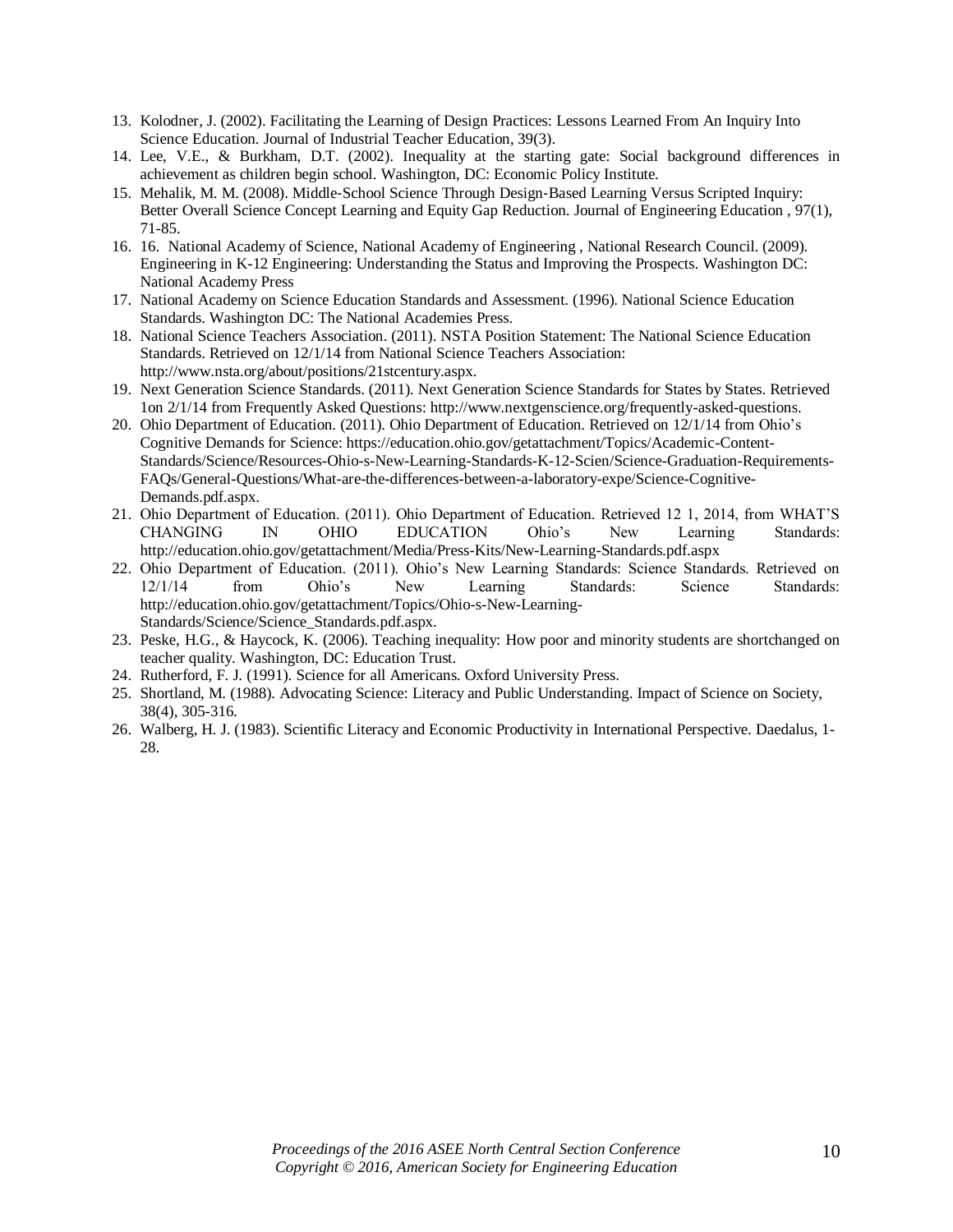13. Kolodner, J. (2002). Facilitating the Learning of Design Practices: Lessons Learned From An Inquiry Into Science Education. Journal of Industrial Teacher Education, 39(3).
14. Lee, V.E., & Burkham, D.T. (2002). Inequality at the starting gate: Social background differences in achievement as children begin school. Washington, DC: Economic Policy Institute.
15. Mehalik, M. M. (2008). Middle-School Science Through Design-Based Learning Versus Scripted Inquiry: Better Overall Science Concept Learning and Equity Gap Reduction. Journal of Engineering Education , 97(1), 71-85.
16. 16. National Academy of Science, National Academy of Engineering , National Research Council. (2009). Engineering in K-12 Engineering: Understanding the Status and Improving the Prospects. Washington DC: National Academy Press
17. National Academy on Science Education Standards and Assessment. (1996). National Science Education Standards. Washington DC: The National Academies Press.
18. National Science Teachers Association. (2011). NSTA Position Statement: The National Science Education Standards. Retrieved on 12/1/14 from National Science Teachers Association: http://www.nsta.org/about/positions/21stcentury.aspx.
19. Next Generation Science Standards. (2011). Next Generation Science Standards for States by States. Retrieved 1on 2/1/14 from Frequently Asked Questions: http://www.nextgenscience.org/frequently-asked-questions.
20. Ohio Department of Education. (2011). Ohio Department of Education. Retrieved on 12/1/14 from Ohio's Cognitive Demands for Science: https://education.ohio.gov/getattachment/Topics/Academic-Content-Standards/Science/Resources-Ohio-s-New-Learning-Standards-K-12-Scien/Science-Graduation-Requirements-FAQs/General-Questions/What-are-the-differences-between-a-laboratory-expe/Science-Cognitive-Demands.pdf.aspx.
21. Ohio Department of Education. (2011). Ohio Department of Education. Retrieved 12 1, 2014, from WHAT'S CHANGING IN OHIO EDUCATION Ohio's New Learning Standards: http://education.ohio.gov/getattachment/Media/Press-Kits/New-Learning-Standards.pdf.aspx
22. Ohio Department of Education. (2011). Ohio's New Learning Standards: Science Standards. Retrieved on 12/1/14 from Ohio's New Learning Standards: Science Standards: http://education.ohio.gov/getattachment/Topics/Ohio-s-New-Learning-Standards/Science/Science_Standards.pdf.aspx.
23. Peske, H.G., & Haycock, K. (2006). Teaching inequality: How poor and minority students are shortchanged on teacher quality. Washington, DC: Education Trust.
24. Rutherford, F. J. (1991). Science for all Americans. Oxford University Press.
25. Shortland, M. (1988). Advocating Science: Literacy and Public Understanding. Impact of Science on Society, 38(4), 305-316.
26. Walberg, H. J. (1983). Scientific Literacy and Economic Productivity in International Perspective. Daedalus, 1-28.